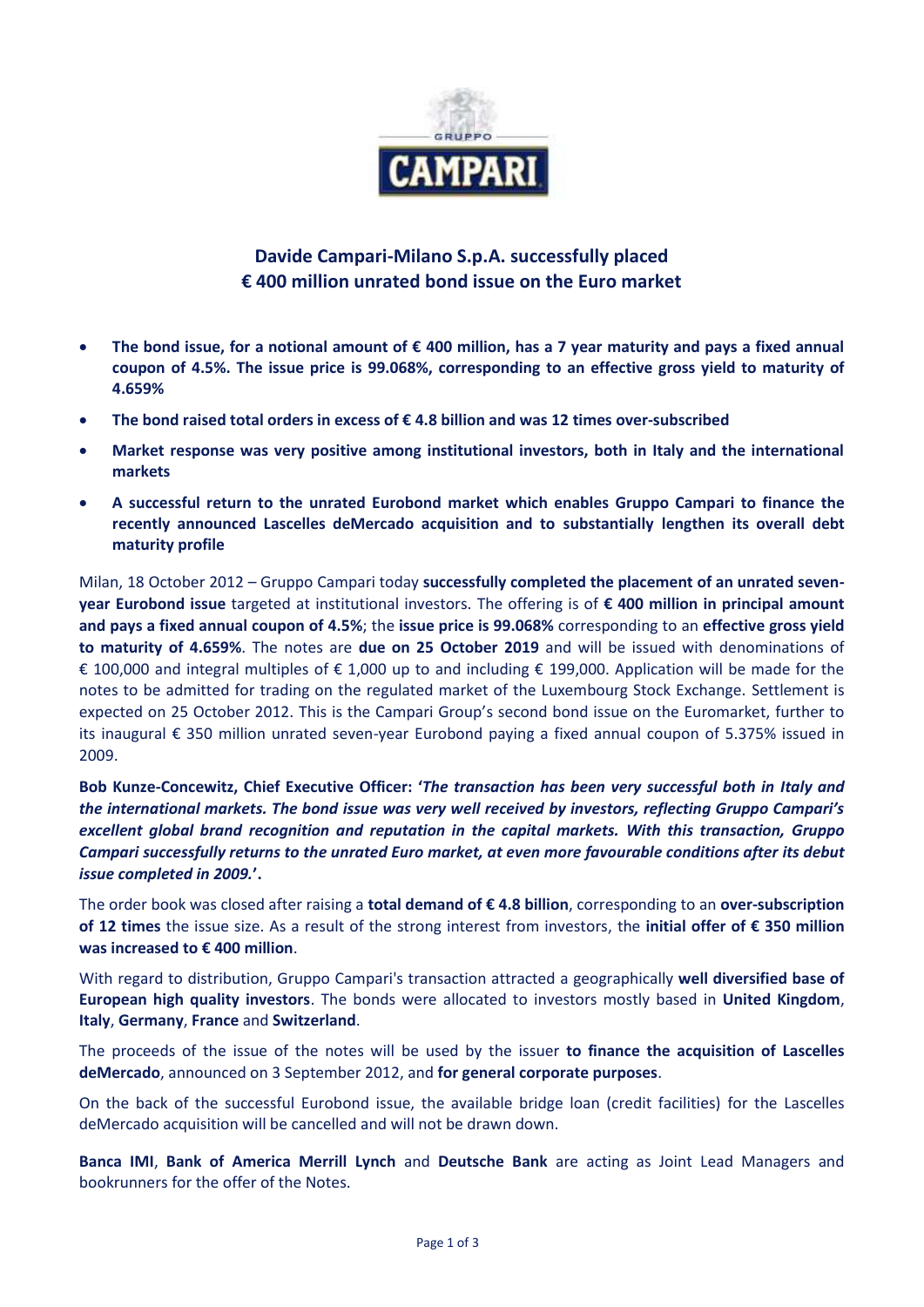# Davide Campari-Milano S.p.A. successfully placed € 400 million unrated bond issue on the Euro market

- **The bond issue, for a notional amount of € 400 million, has a 7 year maturity and pays a fixed annual coupon of 4.5%. The issue price is 99.068%, corresponding to an effective gross yield to maturity of 4.659%**
- **The bond raised total orders in excess of € 4.8 billion and was 12 times over-subscribed**
- **Market response was very positive among institutional investors, both in Italy and the international markets**
- **A successful return to the unrated Eurobond market which enables Gruppo Campari to finance the recently announced Lascelles deMercado acquisition and to substantially lengthen its overall debt maturity profile**

Milan, 18 October 2012 – Gruppo Campari today **successfully completed the placement of an unrated seven-year Eurobond issue** targeted at institutional investors. The offering is of **€ 400 million in principal amount and pays a fixed annual coupon of 4.5%**; the **issue price is 99.068%** corresponding to an **effective gross yield to maturity of 4.659%**. The notes are **due on 25 October 2019** and will be issued with denominations of € 100,000 and integral multiples of € 1,000 up to and including € 199,000. Application will be made for the notes to be admitted for trading on the regulated market of the Luxembourg Stock Exchange. Settlement is expected on 25 October 2012. This is the Campari Group's second bond issue on the Euromarket, further to its inaugural € 350 million unrated seven-year Eurobond paying a fixed annual coupon of 5.375% issued in 2009.

**Bob Kunze-Concewitz, Chief Executive Officer: '*The transaction has been very successful both in Italy and the international markets. The bond issue was very well received by investors, reflecting Gruppo Campari's excellent global brand recognition and reputation in the capital markets. With this transaction, Gruppo Campari successfully returns to the unrated Euro market, at even more favourable conditions after its debut issue completed in 2009.*'.**

The order book was closed after raising a **total demand of € 4.8 billion**, corresponding to an **over-subscription of 12 times** the issue size. As a result of the strong interest from investors, the **initial offer of € 350 million was increased to € 400 million**.

With regard to distribution, Gruppo Campari's transaction attracted a geographically **well diversified base of European high quality investors**. The bonds were allocated to investors mostly based in **United Kingdom**, **Italy**, **Germany**, **France** and **Switzerland**.

The proceeds of the issue of the notes will be used by the issuer **to finance the acquisition of Lascelles deMercado**, announced on 3 September 2012, and **for general corporate purposes**.

On the back of the successful Eurobond issue, the available bridge loan (credit facilities) for the Lascelles deMercado acquisition will be cancelled and will not be drawn down.

**Banca IMI**, **Bank of America Merrill Lynch** and **Deutsche Bank** are acting as Joint Lead Managers and bookrunners for the offer of the Notes.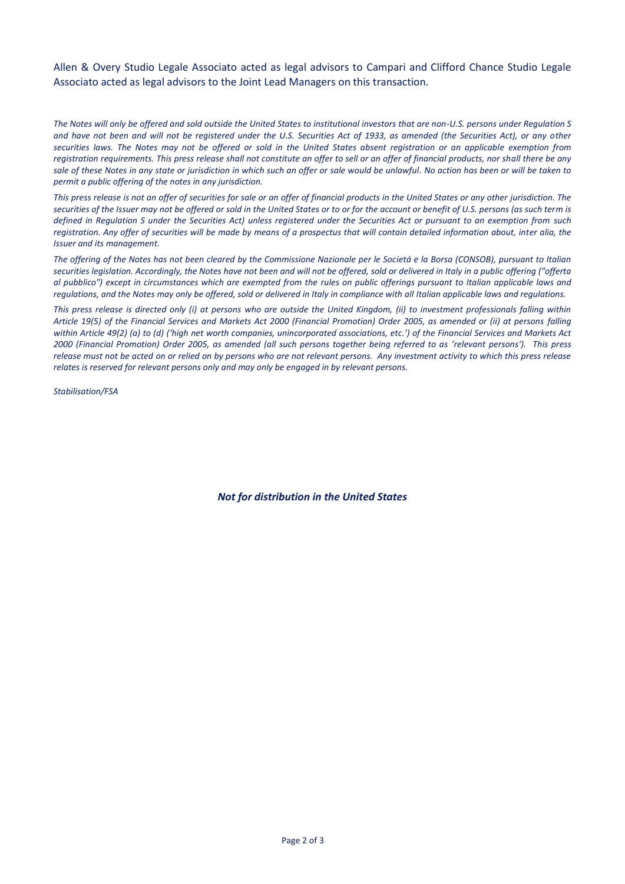Allen & Overy Studio Legale Associato acted as legal advisors to Campari and Clifford Chance Studio Legale Associato acted as legal advisors to the Joint Lead Managers on this transaction.

*The Notes will only be offered and sold outside the United States to institutional investors that are non-U.S. persons under Regulation S and have not been and will not be registered under the U.S. Securities Act of 1933, as amended (the Securities Act), or any other securities laws. The Notes may not be offered or sold in the United States absent registration or an applicable exemption from registration requirements. This press release shall not constitute an offer to sell or an offer of financial products, nor shall there be any sale of these Notes in any state or jurisdiction in which such an offer or sale would be unlawful. No action has been or will be taken to permit a public offering of the notes in any jurisdiction.*

*This press release is not an offer of securities for sale or an offer of financial products in the United States or any other jurisdiction. The securities of the Issuer may not be offered or sold in the United States or to or for the account or benefit of U.S. persons (as such term is defined in Regulation S under the Securities Act) unless registered under the Securities Act or pursuant to an exemption from such registration. Any offer of securities will be made by means of a prospectus that will contain detailed information about, inter alia, the Issuer and its management.*

*The offering of the Notes has not been cleared by the Commissione Nazionale per le Societá e la Borsa (CONSOB), pursuant to Italian securities legislation. Accordingly, the Notes have not been and will not be offered, sold or delivered in Italy in a public offering ("offerta al pubblico") except in circumstances which are exempted from the rules on public offerings pursuant to Italian applicable laws and regulations, and the Notes may only be offered, sold or delivered in Italy in compliance with all Italian applicable laws and regulations.*

*This press release is directed only (i) at persons who are outside the United Kingdom, (ii) to investment professionals falling within Article 19(5) of the Financial Services and Markets Act 2000 (Financial Promotion) Order 2005, as amended or (ii) at persons falling within Article 49(2) (a) to (d) ('high net worth companies, unincorporated associations, etc.') of the Financial Services and Markets Act 2000 (Financial Promotion) Order 2005, as amended (all such persons together being referred to as 'relevant persons'). This press release must not be acted on or relied on by persons who are not relevant persons. Any investment activity to which this press release relates is reserved for relevant persons only and may only be engaged in by relevant persons.*

*Stabilisation/FSA*

***Not for distribution in the United States***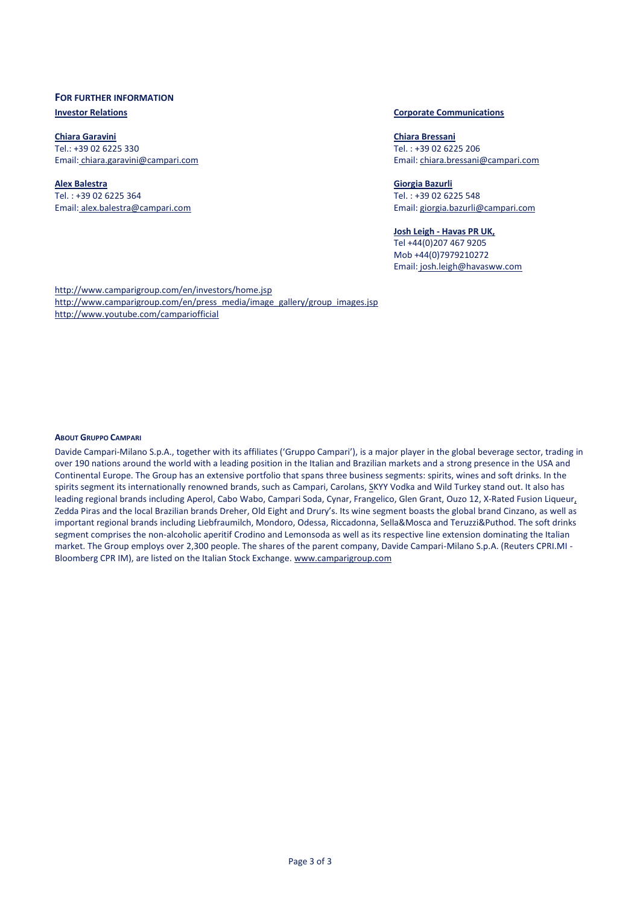## FOR FURTHER INFORMATION

**Investor Relations**

**Chiara Garavini**
Tel.: +39 02 6225 330
Email: chiara.garavini@campari.com

**Alex Balestra**
Tel. : +39 02 6225 364
Email: alex.balestra@campari.com

**Corporate Communications**

**Chiara Bressani**
Tel. : +39 02 6225 206
Email: chiara.bressani@campari.com

**Giorgia Bazurli**
Tel. : +39 02 6225 548
Email: giorgia.bazurli@campari.com

**Josh Leigh - Havas PR UK,**
Tel +44(0)207 467 9205
Mob +44(0)7979210272
Email: josh.leigh@havasww.com

http://www.camparigroup.com/en/investors/home.jsp
http://www.camparigroup.com/en/press_media/image_gallery/group_images.jsp
http://www.youtube.com/campariofficial

#### ABOUT GRUPPO CAMPARI

Davide Campari-Milano S.p.A., together with its affiliates ('Gruppo Campari'), is a major player in the global beverage sector, trading in over 190 nations around the world with a leading position in the Italian and Brazilian markets and a strong presence in the USA and Continental Europe. The Group has an extensive portfolio that spans three business segments: spirits, wines and soft drinks. In the spirits segment its internationally renowned brands, such as Campari, Carolans, SKYY Vodka and Wild Turkey stand out. It also has leading regional brands including Aperol, Cabo Wabo, Campari Soda, Cynar, Frangelico, Glen Grant, Ouzo 12, X-Rated Fusion Liqueur, Zedda Piras and the local Brazilian brands Dreher, Old Eight and Drury's. Its wine segment boasts the global brand Cinzano, as well as important regional brands including Liebfraumilch, Mondoro, Odessa, Riccadonna, Sella&Mosca and Teruzzi&Puthod. The soft drinks segment comprises the non-alcoholic aperitif Crodino and Lemonsoda as well as its respective line extension dominating the Italian market. The Group employs over 2,300 people. The shares of the parent company, Davide Campari-Milano S.p.A. (Reuters CPRI.MI - Bloomberg CPR IM), are listed on the Italian Stock Exchange. www.camparigroup.com